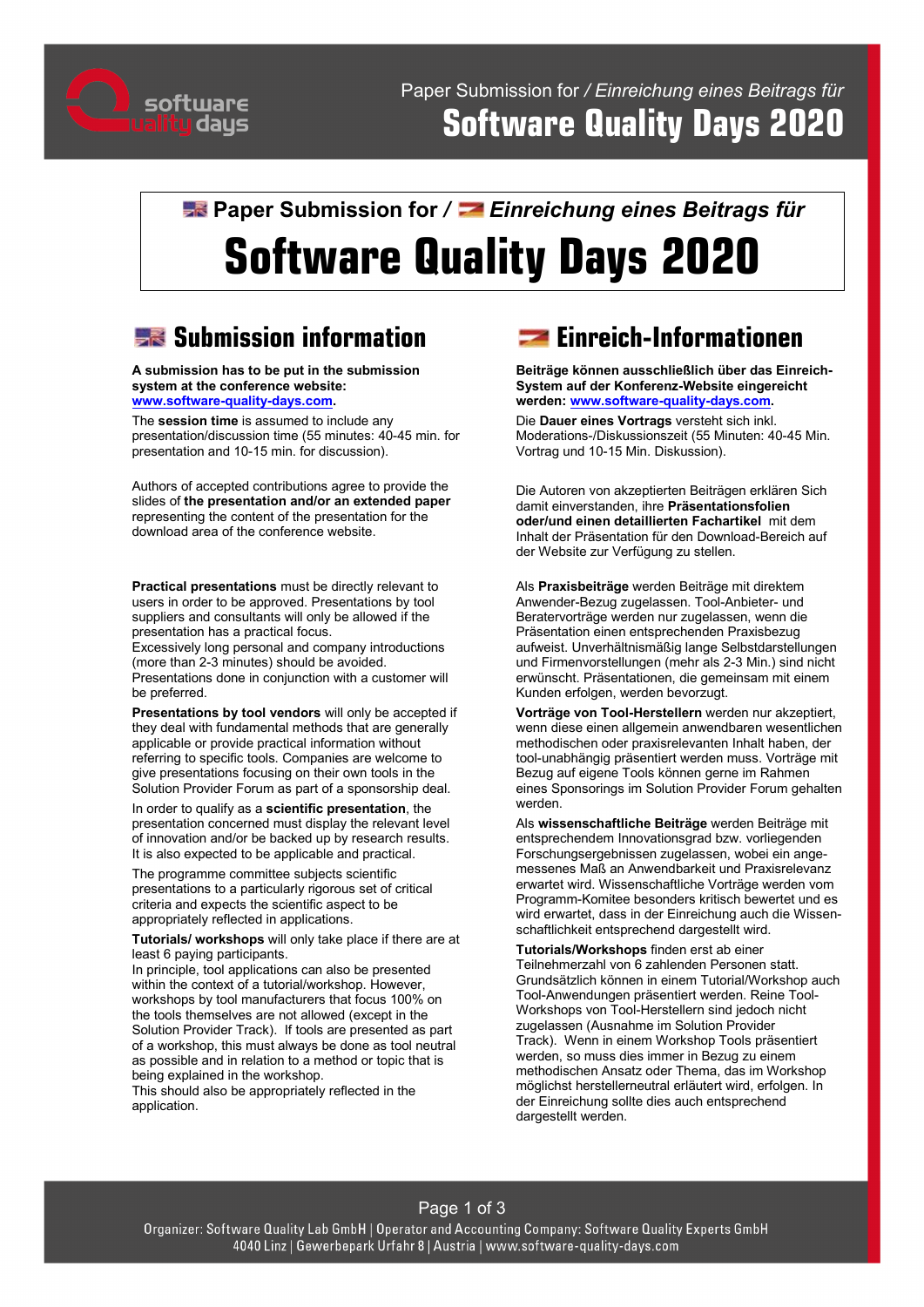# Paper Submission for / *Einreichung eines Beitrags für*

# Software Quality Days 2020

## Submission information

**A submission has to be put in the submission system at the conference website: www.software-quality-days.com.**

The **session time** is assumed to include any presentation/discussion time (55 minutes: 40-45 min. for presentation and 10-15 min. for discussion).

Authors of accepted contributions agree to provide the slides of **the presentation and/or an extended paper** representing the content of the presentation for the download area of the conference website.

**Practical presentations** must be directly relevant to users in order to be approved. Presentations by tool suppliers and consultants will only be allowed if the presentation has a practical focus.
Excessively long personal and company introductions (more than 2-3 minutes) should be avoided.
Presentations done in conjunction with a customer will be preferred.

**Presentations by tool vendors** will only be accepted if they deal with fundamental methods that are generally applicable or provide practical information without referring to specific tools. Companies are welcome to give presentations focusing on their own tools in the Solution Provider Forum as part of a sponsorship deal.

In order to qualify as a **scientific presentation**, the presentation concerned must display the relevant level of innovation and/or be backed up by research results. It is also expected to be applicable and practical.

The programme committee subjects scientific presentations to a particularly rigorous set of critical criteria and expects the scientific aspect to be appropriately reflected in applications.

**Tutorials/ workshops** will only take place if there are at least 6 paying participants.
In principle, tool applications can also be presented within the context of a tutorial/workshop. However, workshops by tool manufacturers that focus 100% on the tools themselves are not allowed (except in the Solution Provider Track). If tools are presented as part of a workshop, this must always be done as tool neutral as possible and in relation to a method or topic that is being explained in the workshop.
This should also be appropriately reflected in the application.

## Einreich-Informationen

**Beiträge können ausschließlich über das Einreich-System auf der Konferenz-Website eingereicht werden: www.software-quality-days.com.**

Die **Dauer eines Vortrags** versteht sich inkl. Moderations-/Diskussionszeit (55 Minuten: 40-45 Min. Vortrag und 10-15 Min. Diskussion).

Die Autoren von akzeptierten Beiträgen erklären Sich damit einverstanden, ihre **Präsentationsfolien oder/und einen detaillierten Fachartikel** mit dem Inhalt der Präsentation für den Download-Bereich auf der Website zur Verfügung zu stellen.

Als **Praxisbeiträge** werden Beiträge mit direktem Anwender-Bezug zugelassen. Tool-Anbieter- und Beratervorträge werden nur zugelassen, wenn die Präsentation einen entsprechenden Praxisbezug aufweist. Unverhältnismäßig lange Selbstdarstellungen und Firmenvorstellungen (mehr als 2-3 Min.) sind nicht erwünscht. Präsentationen, die gemeinsam mit einem Kunden erfolgen, werden bevorzugt.

**Vorträge von Tool-Herstellern** werden nur akzeptiert, wenn diese einen allgemein anwendbaren wesentlichen methodischen oder praxisrelevanten Inhalt haben, der tool-unabhängig präsentiert werden muss. Vorträge mit Bezug auf eigene Tools können gerne im Rahmen eines Sponsorings im Solution Provider Forum gehalten werden.

Als **wissenschaftliche Beiträge** werden Beiträge mit entsprechendem Innovationsgrad bzw. vorliegenden Forschungsergebnissen zugelassen, wobei ein angemessenes Maß an Anwendbarkeit und Praxisrelevanz erwartet wird. Wissenschaftliche Vorträge werden vom Programm-Komitee besonders kritisch bewertet und es wird erwartet, dass in der Einreichung auch die Wissenschaftlichkeit entsprechend dargestellt wird.

**Tutorials/Workshops** finden erst ab einer Teilnehmerzahl von 6 zahlenden Personen statt. Grundsätzlich können in einem Tutorial/Workshop auch Tool-Anwendungen präsentiert werden. Reine Tool-Workshops von Tool-Herstellern sind jedoch nicht zugelassen (Ausnahme im Solution Provider Track). Wenn in einem Workshop Tools präsentiert werden, so muss dies immer in Bezug zu einem methodischen Ansatz oder Thema, das im Workshop möglichst herstellerneutral erläutert wird, erfolgen. In der Einreichung sollte dies auch entsprechend dargestellt werden.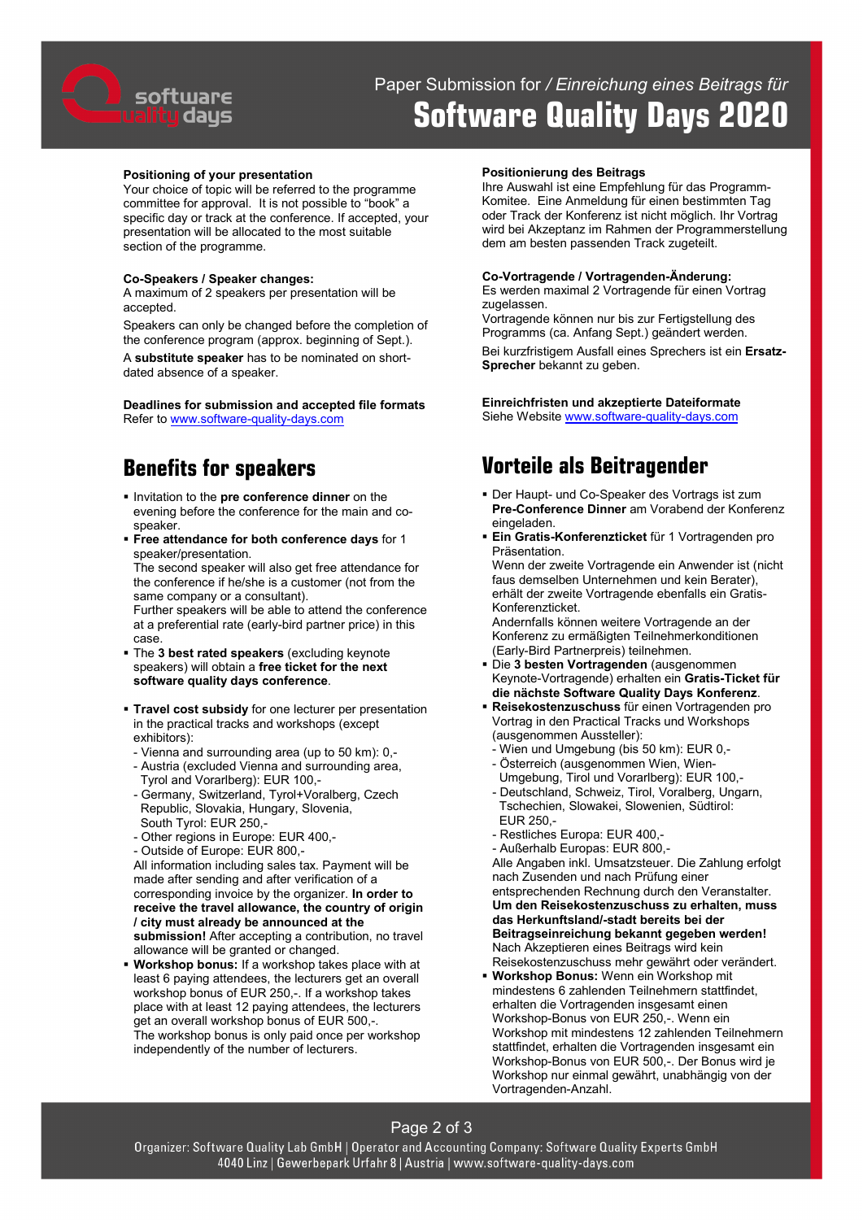### Positioning of your presentation

Your choice of topic will be referred to the programme committee for approval. It is not possible to "book" a specific day or track at the conference. If accepted, your presentation will be allocated to the most suitable section of the programme.

### Co-Speakers / Speaker changes:

A maximum of 2 speakers per presentation will be accepted.

Speakers can only be changed before the completion of the conference program (approx. beginning of Sept.).

A **substitute speaker** has to be nominated on short-dated absence of a speaker.

### Deadlines for submission and accepted file formats

Refer to www.software-quality-days.com

## Benefits for speakers

- Invitation to the **pre conference dinner** on the evening before the conference for the main and co-speaker.
- **Free attendance for both conference days** for 1 speaker/presentation.
  The second speaker will also get free attendance for the conference if he/she is a customer (not from the same company or a consultant).
  Further speakers will be able to attend the conference at a preferential rate (early-bird partner price) in this case.
- The **3 best rated speakers** (excluding keynote speakers) will obtain a **free ticket for the next software quality days conference.**
- **Travel cost subsidy** for one lecturer per presentation in the practical tracks and workshops (except exhibitors):
  - Vienna and surrounding area (up to 50 km): 0,-
  - Austria (excluded Vienna and surrounding area, Tyrol and Vorarlberg): EUR 100,-
  - Germany, Switzerland, Tyrol+Voralberg, Czech Republic, Slovakia, Hungary, Slovenia, South Tyrol: EUR 250,-
  - Other regions in Europe: EUR 400,-
  - Outside of Europe: EUR 800,-

  All information including sales tax. Payment will be made after sending and after verification of a corresponding invoice by the organizer. **In order to receive the travel allowance, the country of origin / city must already be announced at the submission!** After accepting a contribution, no travel allowance will be granted or changed.
- **Workshop bonus:** If a workshop takes place with at least 6 paying attendees, the lecturers get an overall workshop bonus of EUR 250,-. If a workshop takes place with at least 12 paying attendees, the lecturers get an overall workshop bonus of EUR 500,-.
  The workshop bonus is only paid once per workshop independently of the number of lecturers.

### Positionierung des Beitrags

Ihre Auswahl ist eine Empfehlung für das Programm-Komitee. Eine Anmeldung für einen bestimmten Tag oder Track der Konferenz ist nicht möglich. Ihr Vortrag wird bei Akzeptanz im Rahmen der Programmerstellung dem am besten passenden Track zugeteilt.

### Co-Vortragende / Vortragenden-Änderung:

Es werden maximal 2 Vortragende für einen Vortrag zugelassen.

Vortragende können nur bis zur Fertigstellung des Programms (ca. Anfang Sept.) geändert werden.

Bei kurzfristigem Ausfall eines Sprechers ist ein **Ersatz-Sprecher** bekannt zu geben.

### Einreichfristen und akzeptierte Dateiformate

Siehe Website www.software-quality-days.com

## Vorteile als Beitragender

- Der Haupt- und Co-Speaker des Vortrags ist zum **Pre-Conference Dinner** am Vorabend der Konferenz eingeladen.
- **Ein Gratis-Konferenzticket** für 1 Vortragenden pro Präsentation.
  Wenn der zweite Vortragende ein Anwender ist (nicht faus demselben Unternehmen und kein Berater), erhält der zweite Vortragende ebenfalls ein Gratis-Konferenzticket.
  Andernfalls können weitere Vortragende an der Konferenz zu ermäßigten Teilnehmerkonditionen (Early-Bird Partnerpreis) teilnehmen.
- Die **3 besten Vortragenden** (ausgenommen Keynote-Vortragende) erhalten ein **Gratis-Ticket für die nächste Software Quality Days Konferenz**.
- **Reisekostenzuschuss** für einen Vortragenden pro Vortrag in den Practical Tracks und Workshops (ausgenommen Aussteller):
  - Wien und Umgebung (bis 50 km): EUR 0,-
  - Österreich (ausgenommen Wien, Wien-Umgebung, Tirol und Vorarlberg): EUR 100,-
  - Deutschland, Schweiz, Tirol, Voralberg, Ungarn, Tschechien, Slowakei, Slowenien, Südtirol: EUR 250,-
  - Restliches Europa: EUR 400,-
  - Außerhalb Europas: EUR 800,-

  Alle Angaben inkl. Umsatzsteuer. Die Zahlung erfolgt nach Zusenden und nach Prüfung einer entsprechenden Rechnung durch den Veranstalter. **Um den Reisekostenzuschuss zu erhalten, muss das Herkunftsland/-stadt bereits bei der Beitragseinreichung bekannt gegeben werden!** Nach Akzeptieren eines Beitrags wird kein Reisekostenzuschuss mehr gewährt oder verändert.
- **Workshop Bonus:** Wenn ein Workshop mit mindestens 6 zahlenden Teilnehmern stattfindet, erhalten die Vortragenden insgesamt einen Workshop-Bonus von EUR 250,-. Wenn ein Workshop mit mindestens 12 zahlenden Teilnehmern stattfindet, erhalten die Vortragenden insgesamt ein Workshop-Bonus von EUR 500,-. Der Bonus wird je Workshop nur einmal gewährt, unabhängig von der Vortragenden-Anzahl.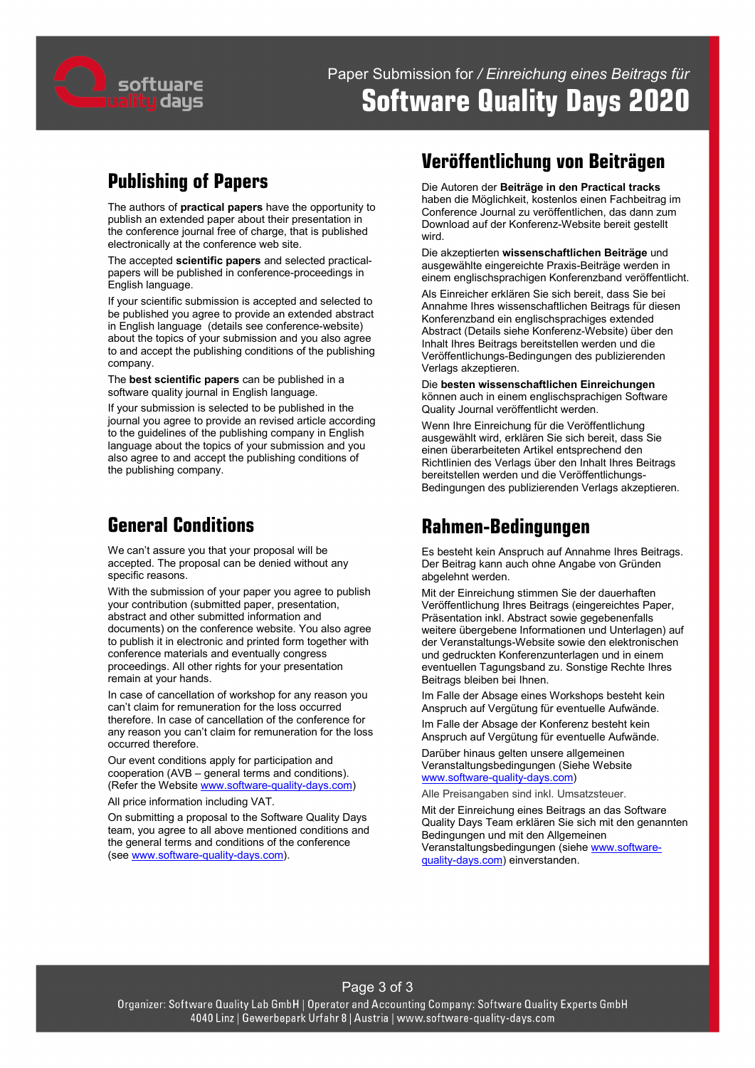## Publishing of Papers

The authors of **practical papers** have the opportunity to publish an extended paper about their presentation in the conference journal free of charge, that is published electronically at the conference web site.

The accepted **scientific papers** and selected practical-papers will be published in conference-proceedings in English language.

If your scientific submission is accepted and selected to be published you agree to provide an extended abstract in English language (details see conference-website) about the topics of your submission and you also agree to and accept the publishing conditions of the publishing company.

The **best scientific papers** can be published in a software quality journal in English language.

If your submission is selected to be published in the journal you agree to provide a revised article according to the guidelines of the publishing company in English language about the topics of your submission and you also agree to and accept the publishing conditions of the publishing company.

## General Conditions

We can't assure you that your proposal will be accepted. The proposal can be denied without any specific reasons.

With the submission of your paper you agree to publish your contribution (submitted paper, presentation, abstract and other submitted information and documents) on the conference website. You also agree to publish it in electronic and printed form together with conference materials and eventually congress proceedings. All other rights for your presentation remain at your hands.

In case of cancellation of workshop for any reason you can't claim for remuneration for the loss occurred therefore. In case of cancellation of the conference for any reason you can't claim for remuneration for the loss occurred therefore.

Our event conditions apply for participation and cooperation (AVB – general terms and conditions). (Refer the Website www.software-quality-days.com)

All price information including VAT.

On submitting a proposal to the Software Quality Days team, you agree to all above mentioned conditions and the general terms and conditions of the conference (see www.software-quality-days.com).

## Veröffentlichung von Beiträgen

Die Autoren der **Beiträge in den Practical tracks** haben die Möglichkeit, kostenlos einen Fachbeitrag im Conference Journal zu veröffentlichen, das dann zum Download auf der Konferenz-Website bereit gestellt wird.

Die akzeptierten **wissenschaftlichen Beiträge** und ausgewählte eingereichte Praxis-Beiträge werden in einem englischsprachigen Konferenzband veröffentlicht.

Als Einreicher erklären Sie sich bereit, dass Sie bei Annahme Ihres wissenschaftlichen Beitrags für diesen Konferenzband ein englischsprachiges extended Abstract (Details siehe Konferenz-Website) über den Inhalt Ihres Beitrags bereitstellen werden und die Veröffentlichungs-Bedingungen des publizierenden Verlags akzeptieren.

Die **besten wissenschaftlichen Einreichungen** können auch in einem englischsprachigen Software Quality Journal veröffentlicht werden.

Wenn Ihre Einreichung für die Veröffentlichung ausgewählt wird, erklären Sie sich bereit, dass Sie einen überarbeiteten Artikel entsprechend den Richtlinien des Verlags über den Inhalt Ihres Beitrags bereitstellen werden und die Veröffentlichungs-Bedingungen des publizierenden Verlags akzeptieren.

## Rahmen-Bedingungen

Es besteht kein Anspruch auf Annahme Ihres Beitrags. Der Beitrag kann auch ohne Angabe von Gründen abgelehnt werden.

Mit der Einreichung stimmen Sie der dauerhaften Veröffentlichung Ihres Beitrags (eingereichtes Paper, Präsentation inkl. Abstract sowie gegebenenfalls weitere übergebene Informationen und Unterlagen) auf der Veranstaltungs-Website sowie den elektronischen und gedruckten Konferenzunterlagen und in einem eventuellen Tagungsband zu. Sonstige Rechte Ihres Beitrags bleiben bei Ihnen.

Im Falle der Absage eines Workshops besteht kein Anspruch auf Vergütung für eventuelle Aufwände.

Im Falle der Absage der Konferenz besteht kein Anspruch auf Vergütung für eventuelle Aufwände.

Darüber hinaus gelten unsere allgemeinen Veranstaltungsbedingungen (Siehe Website www.software-quality-days.com)

Alle Preisangaben sind inkl. Umsatzsteuer.

Mit der Einreichung eines Beitrags an das Software Quality Days Team erklären Sie sich mit den genannten Bedingungen und mit den Allgemeinen Veranstaltungsbedingungen (siehe www.software-quality-days.com) einverstanden.